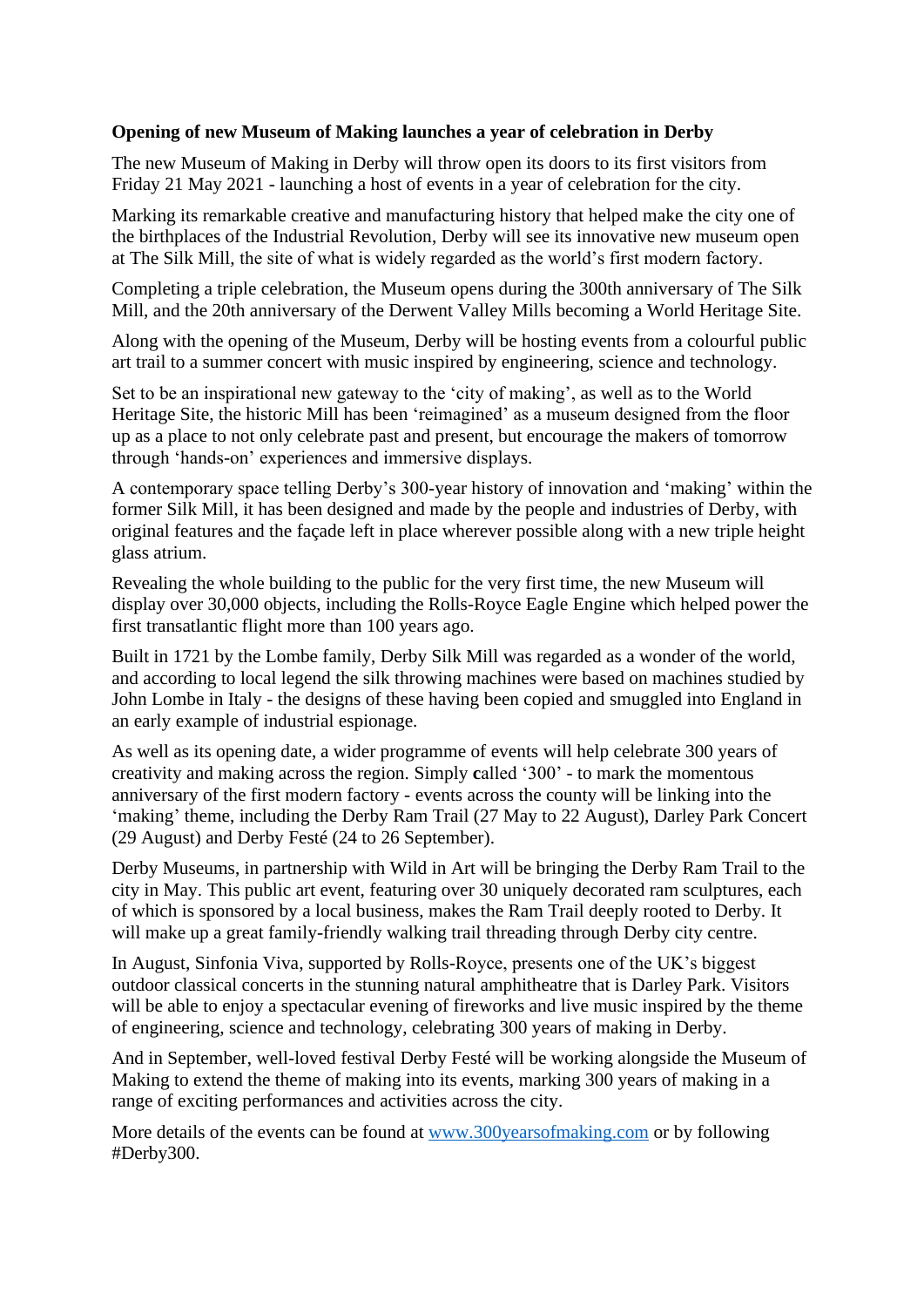**Opening of new Museum of Making launches a year of celebration in Derby**

The new Museum of Making in Derby will throw open its doors to its first visitors from Friday 21 May 2021 - launching a host of events in a year of celebration for the city.

Marking its remarkable creative and manufacturing history that helped make the city one of the birthplaces of the Industrial Revolution, Derby will see its innovative new museum open at The Silk Mill, the site of what is widely regarded as the world's first modern factory.

Completing a triple celebration, the Museum opens during the 300th anniversary of The Silk Mill, and the 20th anniversary of the Derwent Valley Mills becoming a World Heritage Site.

Along with the opening of the Museum, Derby will be hosting events from a colourful public art trail to a summer concert with music inspired by engineering, science and technology.

Set to be an inspirational new gateway to the 'city of making', as well as to the World Heritage Site, the historic Mill has been 'reimagined' as a museum designed from the floor up as a place to not only celebrate past and present, but encourage the makers of tomorrow through 'hands-on' experiences and immersive displays.

A contemporary space telling Derby's 300-year history of innovation and 'making' within the former Silk Mill, it has been designed and made by the people and industries of Derby, with original features and the façade left in place wherever possible along with a new triple height glass atrium.

Revealing the whole building to the public for the very first time, the new Museum will display over 30,000 objects, including the Rolls-Royce Eagle Engine which helped power the first transatlantic flight more than 100 years ago.

Built in 1721 by the Lombe family, Derby Silk Mill was regarded as a wonder of the world, and according to local legend the silk throwing machines were based on machines studied by John Lombe in Italy - the designs of these having been copied and smuggled into England in an early example of industrial espionage.

As well as its opening date, a wider programme of events will help celebrate 300 years of creativity and making across the region. Simply called '300' - to mark the momentous anniversary of the first modern factory - events across the county will be linking into the 'making' theme, including the Derby Ram Trail (27 May to 22 August), Darley Park Concert (29 August) and Derby Festé (24 to 26 September).

Derby Museums, in partnership with Wild in Art will be bringing the Derby Ram Trail to the city in May. This public art event, featuring over 30 uniquely decorated ram sculptures, each of which is sponsored by a local business, makes the Ram Trail deeply rooted to Derby. It will make up a great family-friendly walking trail threading through Derby city centre.

In August, Sinfonia Viva, supported by Rolls-Royce, presents one of the UK's biggest outdoor classical concerts in the stunning natural amphitheatre that is Darley Park. Visitors will be able to enjoy a spectacular evening of fireworks and live music inspired by the theme of engineering, science and technology, celebrating 300 years of making in Derby.

And in September, well-loved festival Derby Festé will be working alongside the Museum of Making to extend the theme of making into its events, marking 300 years of making in a range of exciting performances and activities across the city.

More details of the events can be found at [www.300yearsofmaking.com](http://www.300yearsofmaking.com) or by following #Derby300.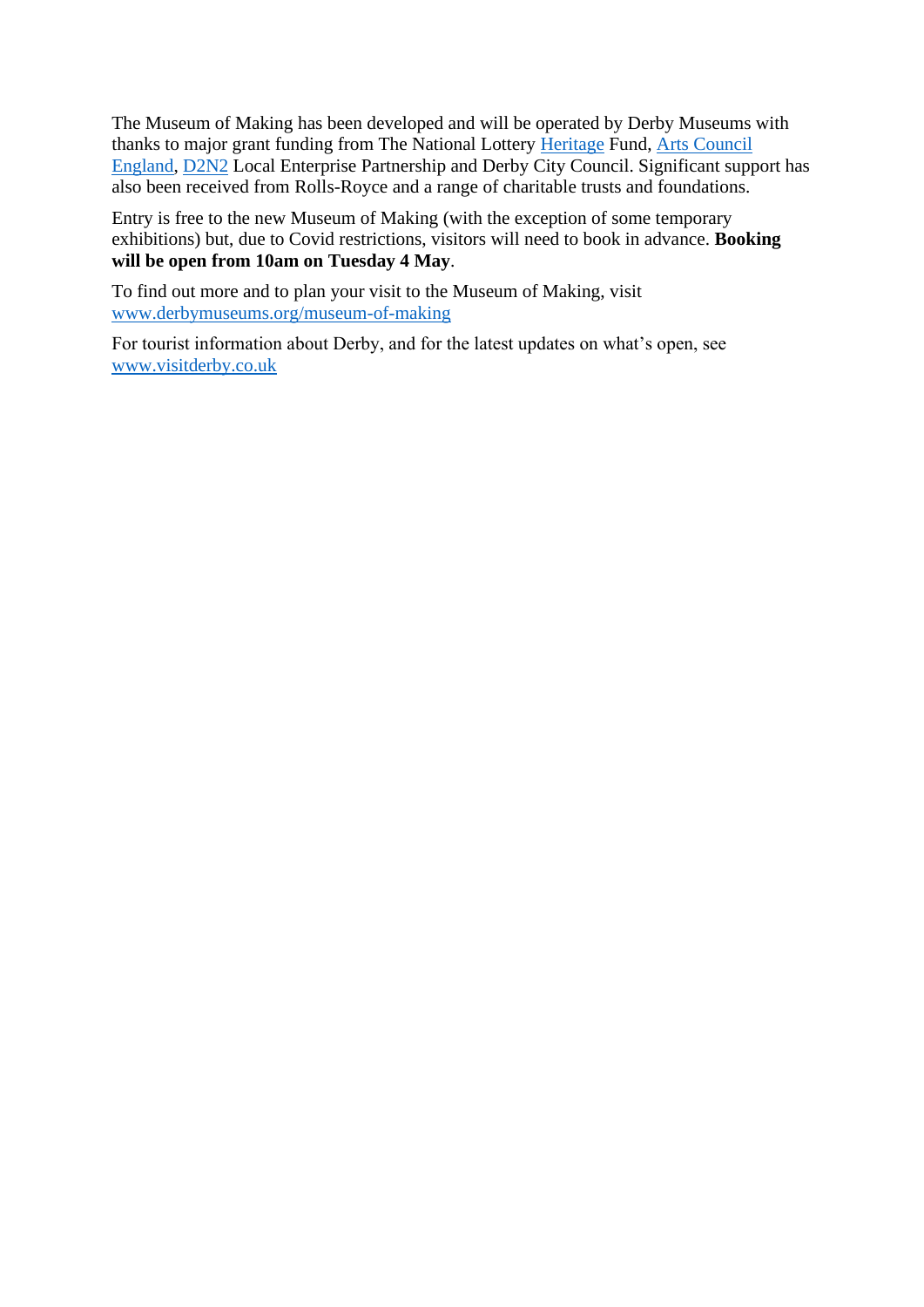The Museum of Making has been developed and will be operated by Derby Museums with thanks to major grant funding from The National Lottery [Heritage]() Fund, [Arts Council England](), [D2N2]() Local Enterprise Partnership and Derby City Council. Significant support has also been received from Rolls-Royce and a range of charitable trusts and foundations.

Entry is free to the new Museum of Making (with the exception of some temporary exhibitions) but, due to Covid restrictions, visitors will need to book in advance. **Booking will be open from 10am on Tuesday 4 May**.

To find out more and to plan your visit to the Museum of Making, visit [www.derbymuseums.org/museum-of-making](www.derbymuseums.org/museum-of-making)

For tourist information about Derby, and for the latest updates on what's open, see [www.visitderby.co.uk](www.visitderby.co.uk)